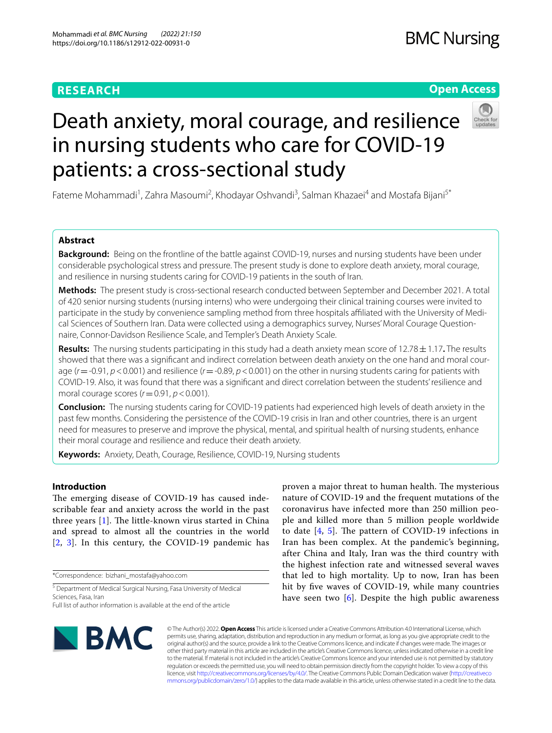RESEARCH

Open Access

# Death anxiety, moral courage, and resilience in nursing students who care for COVID-19 patients: a cross-sectional study

Fateme Mohammadi[1], Zahra Masoumi[2], Khodayar Oshvandi[3], Salman Khazaei[4] and Mostafa Bijani[5*]

## Abstract

**Background:** Being on the frontline of the battle against COVID-19, nurses and nursing students have been under considerable psychological stress and pressure. The present study is done to explore death anxiety, moral courage, and resilience in nursing students caring for COVID-19 patients in the south of Iran.

**Methods:** The present study is cross-sectional research conducted between September and December 2021. A total of 420 senior nursing students (nursing interns) who were undergoing their clinical training courses were invited to participate in the study by convenience sampling method from three hospitals affiliated with the University of Medical Sciences of Southern Iran. Data were collected using a demographics survey, Nurses' Moral Courage Questionnaire, Connor-Davidson Resilience Scale, and Templer's Death Anxiety Scale.

**Results:** The nursing students participating in this study had a death anxiety mean score of $12.78 \pm 1.17$**.** The results showed that there was a significant and indirect correlation between death anxiety on the one hand and moral courage ($r = -0.91$, $p < 0.001$) and resilience ($r = -0.89$, $p < 0.001$) on the other in nursing students caring for patients with COVID-19. Also, it was found that there was a significant and direct correlation between the students' resilience and moral courage scores ($r = 0.91$, $p < 0.001$).

**Conclusion:** The nursing students caring for COVID-19 patients had experienced high levels of death anxiety in the past few months. Considering the persistence of the COVID-19 crisis in Iran and other countries, there is an urgent need for measures to preserve and improve the physical, mental, and spiritual health of nursing students, enhance their moral courage and resilience and reduce their death anxiety.

**Keywords:** Anxiety, Death, Courage, Resilience, COVID-19, Nursing students

## Introduction

The emerging disease of COVID-19 has caused indescribable fear and anxiety across the world in the past three years [1]. The little-known virus started in China and spread to almost all the countries in the world [2, 3]. In this century, the COVID-19 pandemic has proven a major threat to human health. The mysterious nature of COVID-19 and the frequent mutations of the coronavirus have infected more than 250 million people and killed more than 5 million people worldwide to date [4, 5]. The pattern of COVID-19 infections in Iran has been complex. At the pandemic's beginning, after China and Italy, Iran was the third country with the highest infection rate and witnessed several waves that led to high mortality. Up to now, Iran has been hit by five waves of COVID-19, while many countries have seen two [6]. Despite the high public awareness

*Correspondence: bizhani_mostafa@yahoo.com

[5] Department of Medical Surgical Nursing, Fasa University of Medical Sciences, Fasa, Iran

Full list of author information is available at the end of the article

© The Author(s) 2022. **Open Access** This article is licensed under a Creative Commons Attribution 4.0 International License, which permits use, sharing, adaptation, distribution and reproduction in any medium or format, as long as you give appropriate credit to the original author(s) and the source, provide a link to the Creative Commons licence, and indicate if changes were made. The images or other third party material in this article are included in the article's Creative Commons licence, unless indicated otherwise in a credit line to the material. If material is not included in the article's Creative Commons licence and your intended use is not permitted by statutory regulation or exceeds the permitted use, you will need to obtain permission directly from the copyright holder. To view a copy of this licence, visit http://creativecommons.org/licenses/by/4.0/. The Creative Commons Public Domain Dedication waiver (http://creativecommons.org/publicdomain/zero/1.0/) applies to the data made available in this article, unless otherwise stated in a credit line to the data.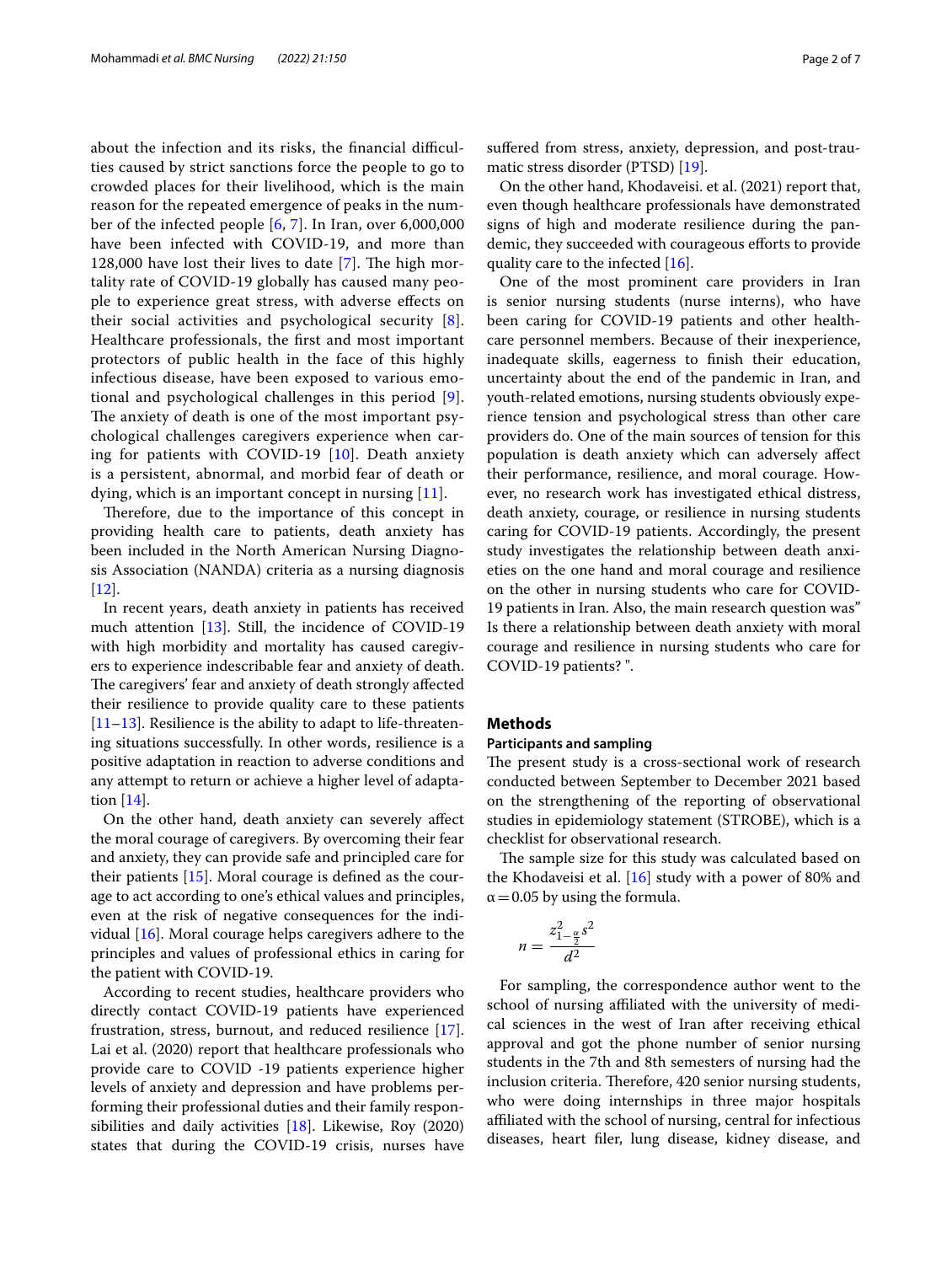about the infection and its risks, the financial difficulties caused by strict sanctions force the people to go to crowded places for their livelihood, which is the main reason for the repeated emergence of peaks in the number of the infected people [6, 7]. In Iran, over 6,000,000 have been infected with COVID-19, and more than 128,000 have lost their lives to date [7]. The high mortality rate of COVID-19 globally has caused many people to experience great stress, with adverse effects on their social activities and psychological security [8]. Healthcare professionals, the first and most important protectors of public health in the face of this highly infectious disease, have been exposed to various emotional and psychological challenges in this period [9]. The anxiety of death is one of the most important psychological challenges caregivers experience when caring for patients with COVID-19 [10]. Death anxiety is a persistent, abnormal, and morbid fear of death or dying, which is an important concept in nursing [11].

Therefore, due to the importance of this concept in providing health care to patients, death anxiety has been included in the North American Nursing Diagnosis Association (NANDA) criteria as a nursing diagnosis [12].

In recent years, death anxiety in patients has received much attention [13]. Still, the incidence of COVID-19 with high morbidity and mortality has caused caregivers to experience indescribable fear and anxiety of death. The caregivers' fear and anxiety of death strongly affected their resilience to provide quality care to these patients [11–13]. Resilience is the ability to adapt to life-threatening situations successfully. In other words, resilience is a positive adaptation in reaction to adverse conditions and any attempt to return or achieve a higher level of adaptation [14].

On the other hand, death anxiety can severely affect the moral courage of caregivers. By overcoming their fear and anxiety, they can provide safe and principled care for their patients [15]. Moral courage is defined as the courage to act according to one's ethical values and principles, even at the risk of negative consequences for the individual [16]. Moral courage helps caregivers adhere to the principles and values of professional ethics in caring for the patient with COVID-19.

According to recent studies, healthcare providers who directly contact COVID-19 patients have experienced frustration, stress, burnout, and reduced resilience [17]. Lai et al. (2020) report that healthcare professionals who provide care to COVID -19 patients experience higher levels of anxiety and depression and have problems performing their professional duties and their family responsibilities and daily activities [18]. Likewise, Roy (2020) states that during the COVID-19 crisis, nurses have suffered from stress, anxiety, depression, and post-traumatic stress disorder (PTSD) [19].

On the other hand, Khodaveisi. et al. (2021) report that, even though healthcare professionals have demonstrated signs of high and moderate resilience during the pandemic, they succeeded with courageous efforts to provide quality care to the infected [16].

One of the most prominent care providers in Iran is senior nursing students (nurse interns), who have been caring for COVID-19 patients and other healthcare personnel members. Because of their inexperience, inadequate skills, eagerness to finish their education, uncertainty about the end of the pandemic in Iran, and youth-related emotions, nursing students obviously experience tension and psychological stress than other care providers do. One of the main sources of tension for this population is death anxiety which can adversely affect their performance, resilience, and moral courage. However, no research work has investigated ethical distress, death anxiety, courage, or resilience in nursing students caring for COVID-19 patients. Accordingly, the present study investigates the relationship between death anxieties on the one hand and moral courage and resilience on the other in nursing students who care for COVID-19 patients in Iran. Also, the main research question was" Is there a relationship between death anxiety with moral courage and resilience in nursing students who care for COVID-19 patients? ".

## Methods

### Participants and sampling

The present study is a cross-sectional work of research conducted between September to December 2021 based on the strengthening of the reporting of observational studies in epidemiology statement (STROBE), which is a checklist for observational research.

The sample size for this study was calculated based on the Khodaveisi et al. [16] study with a power of 80% and $\alpha = 0.05$ by using the formula.

$$n = \frac{z^2_{1-\frac{\alpha}{2}} s^2}{d^2}$$

For sampling, the correspondence author went to the school of nursing affiliated with the university of medical sciences in the west of Iran after receiving ethical approval and got the phone number of senior nursing students in the 7th and 8th semesters of nursing had the inclusion criteria. Therefore, 420 senior nursing students, who were doing internships in three major hospitals affiliated with the school of nursing, central for infectious diseases, heart filer, lung disease, kidney disease, and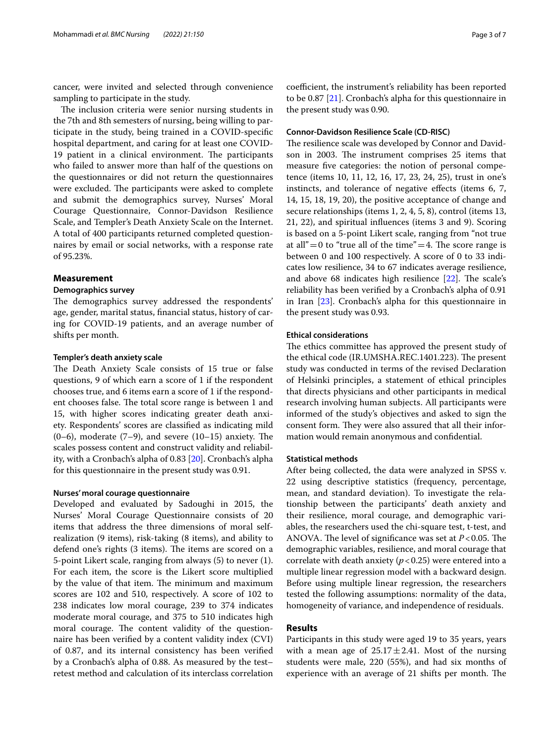cancer, were invited and selected through convenience sampling to participate in the study.

The inclusion criteria were senior nursing students in the 7th and 8th semesters of nursing, being willing to participate in the study, being trained in a COVID-specific hospital department, and caring for at least one COVID-19 patient in a clinical environment. The participants who failed to answer more than half of the questions on the questionnaires or did not return the questionnaires were excluded. The participants were asked to complete and submit the demographics survey, Nurses' Moral Courage Questionnaire, Connor-Davidson Resilience Scale, and Templer's Death Anxiety Scale on the Internet. A total of 400 participants returned completed questionnaires by email or social networks, with a response rate of 95.23%.

## Measurement

### Demographics survey

The demographics survey addressed the respondents' age, gender, marital status, financial status, history of caring for COVID-19 patients, and an average number of shifts per month.

### Templer's death anxiety scale

The Death Anxiety Scale consists of 15 true or false questions, 9 of which earn a score of 1 if the respondent chooses true, and 6 items earn a score of 1 if the respondent chooses false. The total score range is between 1 and 15, with higher scores indicating greater death anxiety. Respondents' scores are classified as indicating mild (0–6), moderate (7–9), and severe (10–15) anxiety. The scales possess content and construct validity and reliability, with a Cronbach's alpha of 0.83 [20]. Cronbach's alpha for this questionnaire in the present study was 0.91.

### Nurses' moral courage questionnaire

Developed and evaluated by Sadoughi in 2015, the Nurses' Moral Courage Questionnaire consists of 20 items that address the three dimensions of moral self-realization (9 items), risk-taking (8 items), and ability to defend one's rights (3 items). The items are scored on a 5-point Likert scale, ranging from always (5) to never (1). For each item, the score is the Likert score multiplied by the value of that item. The minimum and maximum scores are 102 and 510, respectively. A score of 102 to 238 indicates low moral courage, 239 to 374 indicates moderate moral courage, and 375 to 510 indicates high moral courage. The content validity of the questionnaire has been verified by a content validity index (CVI) of 0.87, and its internal consistency has been verified by a Cronbach's alpha of 0.88. As measured by the test–retest method and calculation of its interclass correlation coefficient, the instrument's reliability has been reported to be 0.87 [21]. Cronbach's alpha for this questionnaire in the present study was 0.90.

### Connor-Davidson Resilience Scale (CD-RISC)

The resilience scale was developed by Connor and Davidson in 2003. The instrument comprises 25 items that measure five categories: the notion of personal competence (items 10, 11, 12, 16, 17, 23, 24, 25), trust in one's instincts, and tolerance of negative effects (items 6, 7, 14, 15, 18, 19, 20), the positive acceptance of change and secure relationships (items 1, 2, 4, 5, 8), control (items 13, 21, 22), and spiritual influences (items 3 and 9). Scoring is based on a 5-point Likert scale, ranging from "not true at all" = 0 to "true all of the time" = 4. The score range is between 0 and 100 respectively. A score of 0 to 33 indicates low resilience, 34 to 67 indicates average resilience, and above 68 indicates high resilience [22]. The scale's reliability has been verified by a Cronbach's alpha of 0.91 in Iran [23]. Cronbach's alpha for this questionnaire in the present study was 0.93.

### Ethical considerations

The ethics committee has approved the present study of the ethical code (IR.UMSHA.REC.1401.223). The present study was conducted in terms of the revised Declaration of Helsinki principles, a statement of ethical principles that directs physicians and other participants in medical research involving human subjects. All participants were informed of the study's objectives and asked to sign the consent form. They were also assured that all their information would remain anonymous and confidential.

### Statistical methods

After being collected, the data were analyzed in SPSS v. 22 using descriptive statistics (frequency, percentage, mean, and standard deviation). To investigate the relationship between the participants' death anxiety and their resilience, moral courage, and demographic variables, the researchers used the chi-square test, t-test, and ANOVA. The level of significance was set at $P < 0.05$. The demographic variables, resilience, and moral courage that correlate with death anxiety ($p < 0.25$) were entered into a multiple linear regression model with a backward design. Before using multiple linear regression, the researchers tested the following assumptions: normality of the data, homogeneity of variance, and independence of residuals.

## Results

Participants in this study were aged 19 to 35 years, years with a mean age of $25.17 \pm 2.41$. Most of the nursing students were male, 220 (55%), and had six months of experience with an average of 21 shifts per month. The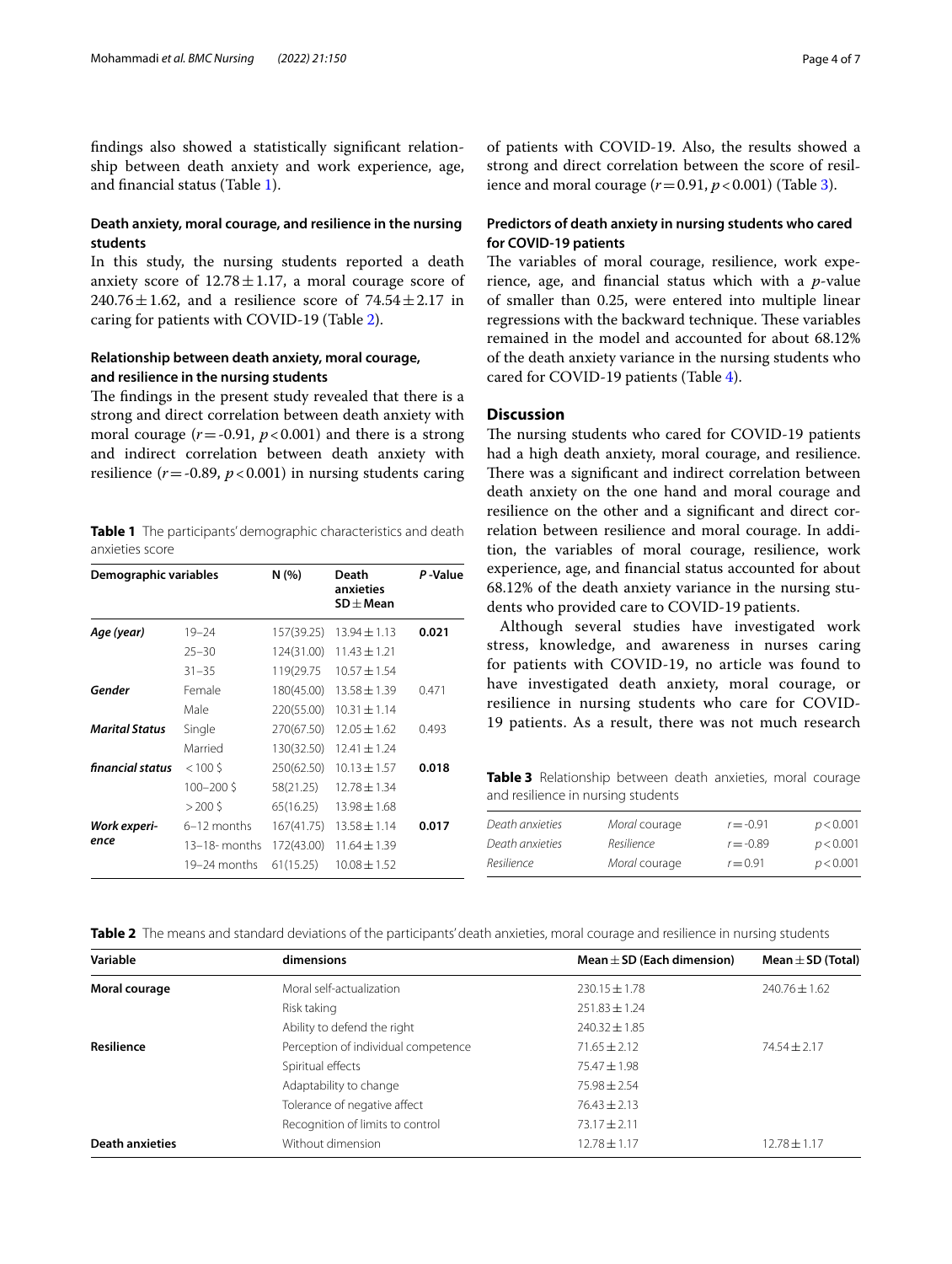findings also showed a statistically significant relationship between death anxiety and work experience, age, and financial status (Table 1).

### Death anxiety, moral courage, and resilience in the nursing students

In this study, the nursing students reported a death anxiety score of $12.78 \pm 1.17$, a moral courage score of $240.76 \pm 1.62$, and a resilience score of $74.54 \pm 2.17$ in caring for patients with COVID-19 (Table 2).

### Relationship between death anxiety, moral courage, and resilience in the nursing students

The findings in the present study revealed that there is a strong and direct correlation between death anxiety with moral courage ($r = -0.91$, $p < 0.001$) and there is a strong and indirect correlation between death anxiety with resilience ($r = -0.89$, $p < 0.001$) in nursing students caring of patients with COVID-19. Also, the results showed a strong and direct correlation between the score of resilience and moral courage ($r = 0.91$, $p < 0.001$) (Table 3).

**Table 1** The participants' demographic characteristics and death anxieties score

| Demographic variables | | N (%) | Death anxieties SD ± Mean | *P*-Value |
|---|---|---|---|---|
| ***Age (year)*** | 19–24 | 157(39.25) | 13.94 ± 1.13 | **0.021** |
| | 25–30 | 124(31.00) | 11.43 ± 1.21 | |
| | 31–35 | 119(29.75 | 10.57 ± 1.54 | |
| ***Gender*** | Female | 180(45.00) | 13.58 ± 1.39 | 0.471 |
| | Male | 220(55.00) | 10.31 ± 1.14 | |
| ***Marital Status*** | Single | 270(67.50) | 12.05 ± 1.62 | 0.493 |
| | Married | 130(32.50) | 12.41 ± 1.24 | |
| ***financial status*** | < 100 $ | 250(62.50) | 10.13 ± 1.57 | **0.018** |
| | 100–200 $ | 58(21.25) | 12.78 ± 1.34 | |
| | > 200 $ | 65(16.25) | 13.98 ± 1.68 | |
| ***Work experience*** | 6–12 months | 167(41.75) | 13.58 ± 1.14 | **0.017** |
| | 13–18- months | 172(43.00) | 11.64 ± 1.39 | |
| | 19–24 months | 61(15.25) | 10.08 ± 1.52 | |

### Predictors of death anxiety in nursing students who cared for COVID-19 patients

The variables of moral courage, resilience, work experience, age, and financial status which with a *p*-value of smaller than 0.25, were entered into multiple linear regressions with the backward technique. These variables remained in the model and accounted for about 68.12% of the death anxiety variance in the nursing students who cared for COVID-19 patients (Table 4).

## Discussion

The nursing students who cared for COVID-19 patients had a high death anxiety, moral courage, and resilience. There was a significant and indirect correlation between death anxiety on the one hand and moral courage and resilience on the other and a significant and direct correlation between resilience and moral courage. In addition, the variables of moral courage, resilience, work experience, age, and financial status accounted for about 68.12% of the death anxiety variance in the nursing students who provided care to COVID-19 patients.

Although several studies have investigated work stress, knowledge, and awareness in nurses caring for patients with COVID-19, no article was found to have investigated death anxiety, moral courage, or resilience in nursing students who care for COVID-19 patients. As a result, there was not much research

**Table 3** Relationship between death anxieties, moral courage and resilience in nursing students

| | | | |
|---|---|---|---|
| *Death anxieties* | *Moral* courage | $r = -0.91$ | $p < 0.001$ |
| *Death anxieties* | *Resilience* | $r = -0.89$ | $p < 0.001$ |
| *Resilience* | *Moral* courage | $r = 0.91$ | $p < 0.001$ |

**Table 2** The means and standard deviations of the participants' death anxieties, moral courage and resilience in nursing students

| Variable | dimensions | Mean ± SD (Each dimension) | Mean ± SD (Total) |
|---|---|---|---|
| **Moral courage** | Moral self-actualization | 230.15 ± 1.78 | 240.76 ± 1.62 |
| | Risk taking | 251.83 ± 1.24 | |
| | Ability to defend the right | 240.32 ± 1.85 | |
| **Resilience** | Perception of individual competence | 71.65 ± 2.12 | 74.54 ± 2.17 |
| | Spiritual effects | 75.47 ± 1.98 | |
| | Adaptability to change | 75.98 ± 2.54 | |
| | Tolerance of negative affect | 76.43 ± 2.13 | |
| | Recognition of limits to control | 73.17 ± 2.11 | |
| **Death anxieties** | Without dimension | 12.78 ± 1.17 | 12.78 ± 1.17 |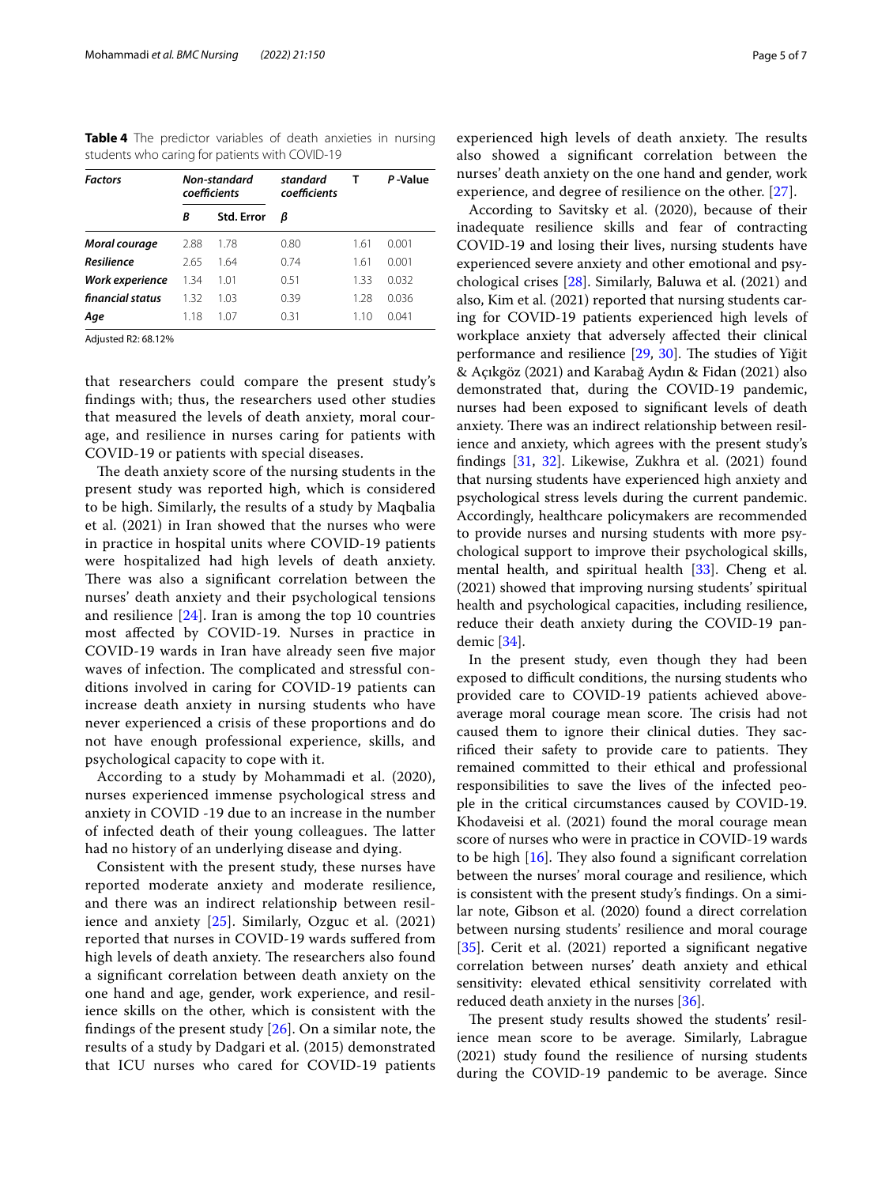**Table 4** The predictor variables of death anxieties in nursing students who caring for patients with COVID-19

| *Factors* | *Non-standard coefficients* | | *standard coefficients* | T | *P*-Value |
|---|---|---|---|---|---|
| | *B* | Std. Error | *β* | | |
| ***Moral courage*** | 2.88 | 1.78 | 0.80 | 1.61 | 0.001 |
| ***Resilience*** | 2.65 | 1.64 | 0.74 | 1.61 | 0.001 |
| ***Work experience*** | 1.34 | 1.01 | 0.51 | 1.33 | 0.032 |
| ***financial status*** | 1.32 | 1.03 | 0.39 | 1.28 | 0.036 |
| ***Age*** | 1.18 | 1.07 | 0.31 | 1.10 | 0.041 |

Adjusted R2: 68.12%

that researchers could compare the present study's findings with; thus, the researchers used other studies that measured the levels of death anxiety, moral courage, and resilience in nurses caring for patients with COVID-19 or patients with special diseases.

The death anxiety score of the nursing students in the present study was reported high, which is considered to be high. Similarly, the results of a study by Maqbalia et al. (2021) in Iran showed that the nurses who were in practice in hospital units where COVID-19 patients were hospitalized had high levels of death anxiety. There was also a significant correlation between the nurses' death anxiety and their psychological tensions and resilience [24]. Iran is among the top 10 countries most affected by COVID-19. Nurses in practice in COVID-19 wards in Iran have already seen five major waves of infection. The complicated and stressful conditions involved in caring for COVID-19 patients can increase death anxiety in nursing students who have never experienced a crisis of these proportions and do not have enough professional experience, skills, and psychological capacity to cope with it.

According to a study by Mohammadi et al. (2020), nurses experienced immense psychological stress and anxiety in COVID -19 due to an increase in the number of infected death of their young colleagues. The latter had no history of an underlying disease and dying.

Consistent with the present study, these nurses have reported moderate anxiety and moderate resilience, and there was an indirect relationship between resilience and anxiety [25]. Similarly, Ozguc et al. (2021) reported that nurses in COVID-19 wards suffered from high levels of death anxiety. The researchers also found a significant correlation between death anxiety on the one hand and age, gender, work experience, and resilience skills on the other, which is consistent with the findings of the present study [26]. On a similar note, the results of a study by Dadgari et al. (2015) demonstrated that ICU nurses who cared for COVID-19 patients experienced high levels of death anxiety. The results also showed a significant correlation between the nurses' death anxiety on the one hand and gender, work experience, and degree of resilience on the other. [27].

According to Savitsky et al. (2020), because of their inadequate resilience skills and fear of contracting COVID-19 and losing their lives, nursing students have experienced severe anxiety and other emotional and psychological crises [28]. Similarly, Baluwa et al. (2021) and also, Kim et al. (2021) reported that nursing students caring for COVID-19 patients experienced high levels of workplace anxiety that adversely affected their clinical performance and resilience [29, 30]. The studies of Yiğit & Açıkgöz (2021) and Karabağ Aydın & Fidan (2021) also demonstrated that, during the COVID-19 pandemic, nurses had been exposed to significant levels of death anxiety. There was an indirect relationship between resilience and anxiety, which agrees with the present study's findings [31, 32]. Likewise, Zukhra et al. (2021) found that nursing students have experienced high anxiety and psychological stress levels during the current pandemic. Accordingly, healthcare policymakers are recommended to provide nurses and nursing students with more psychological support to improve their psychological skills, mental health, and spiritual health [33]. Cheng et al. (2021) showed that improving nursing students' spiritual health and psychological capacities, including resilience, reduce their death anxiety during the COVID-19 pandemic [34].

In the present study, even though they had been exposed to difficult conditions, the nursing students who provided care to COVID-19 patients achieved above-average moral courage mean score. The crisis had not caused them to ignore their clinical duties. They sacrificed their safety to provide care to patients. They remained committed to their ethical and professional responsibilities to save the lives of the infected people in the critical circumstances caused by COVID-19. Khodaveisi et al. (2021) found the moral courage mean score of nurses who were in practice in COVID-19 wards to be high [16]. They also found a significant correlation between the nurses' moral courage and resilience, which is consistent with the present study's findings. On a similar note, Gibson et al. (2020) found a direct correlation between nursing students' resilience and moral courage [35]. Cerit et al. (2021) reported a significant negative correlation between nurses' death anxiety and ethical sensitivity: elevated ethical sensitivity correlated with reduced death anxiety in the nurses [36].

The present study results showed the students' resilience mean score to be average. Similarly, Labrague (2021) study found the resilience of nursing students during the COVID-19 pandemic to be average. Since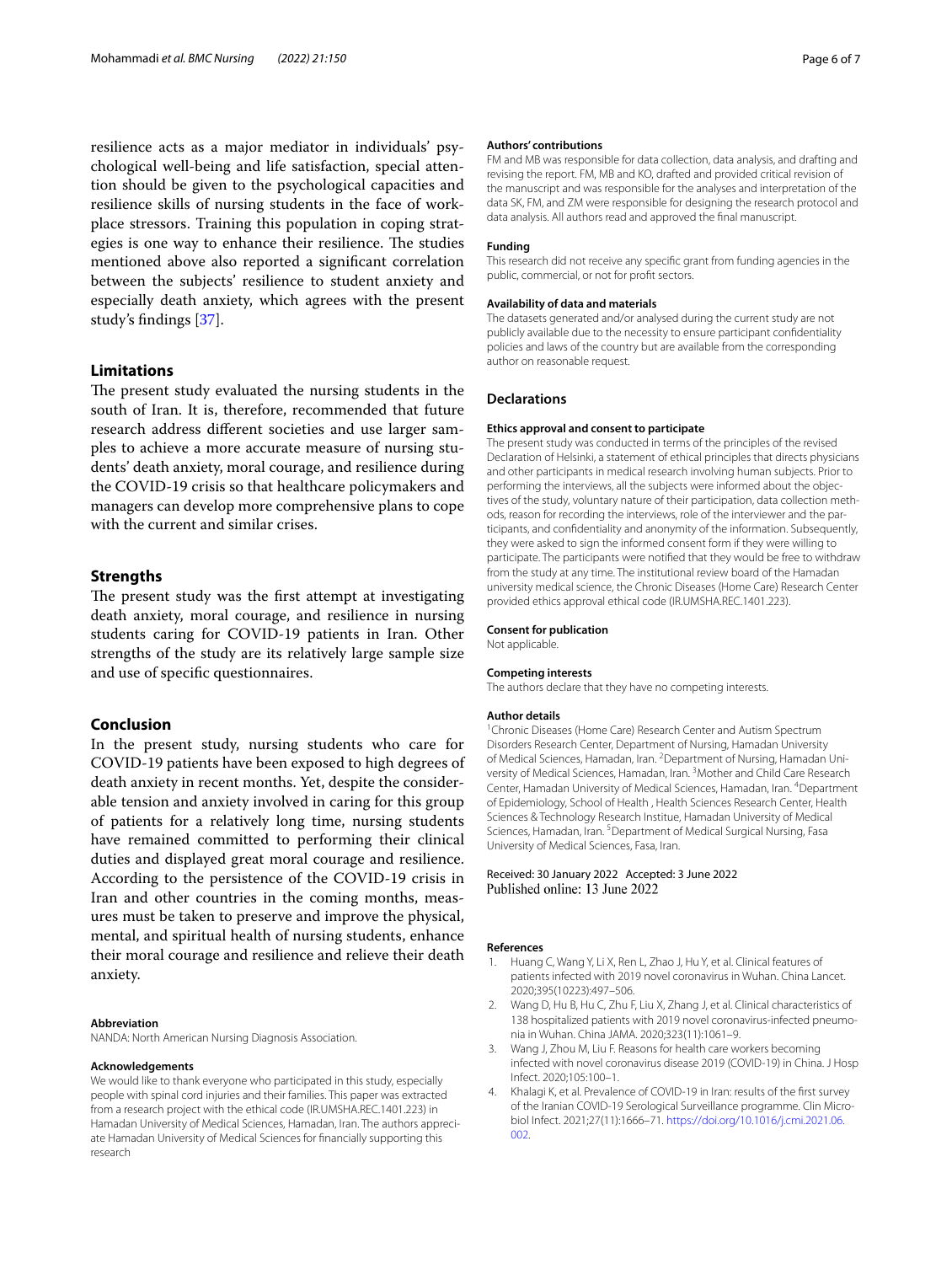resilience acts as a major mediator in individuals' psychological well-being and life satisfaction, special attention should be given to the psychological capacities and resilience skills of nursing students in the face of workplace stressors. Training this population in coping strategies is one way to enhance their resilience. The studies mentioned above also reported a significant correlation between the subjects' resilience to student anxiety and especially death anxiety, which agrees with the present study's findings [37].

## Limitations

The present study evaluated the nursing students in the south of Iran. It is, therefore, recommended that future research address different societies and use larger samples to achieve a more accurate measure of nursing students' death anxiety, moral courage, and resilience during the COVID-19 crisis so that healthcare policymakers and managers can develop more comprehensive plans to cope with the current and similar crises.

## Strengths

The present study was the first attempt at investigating death anxiety, moral courage, and resilience in nursing students caring for COVID-19 patients in Iran. Other strengths of the study are its relatively large sample size and use of specific questionnaires.

## Conclusion

In the present study, nursing students who care for COVID-19 patients have been exposed to high degrees of death anxiety in recent months. Yet, despite the considerable tension and anxiety involved in caring for this group of patients for a relatively long time, nursing students have remained committed to performing their clinical duties and displayed great moral courage and resilience. According to the persistence of the COVID-19 crisis in Iran and other countries in the coming months, measures must be taken to preserve and improve the physical, mental, and spiritual health of nursing students, enhance their moral courage and resilience and relieve their death anxiety.

#### Abbreviation

NANDA: North American Nursing Diagnosis Association.

#### Acknowledgements

We would like to thank everyone who participated in this study, especially people with spinal cord injuries and their families. This paper was extracted from a research project with the ethical code (IR.UMSHA.REC.1401.223) in Hamadan University of Medical Sciences, Hamadan, Iran. The authors appreciate Hamadan University of Medical Sciences for financially supporting this research

#### Authors' contributions

FM and MB was responsible for data collection, data analysis, and drafting and revising the report. FM, MB and KO, drafted and provided critical revision of the manuscript and was responsible for the analyses and interpretation of the data SK, FM, and ZM were responsible for designing the research protocol and data analysis. All authors read and approved the final manuscript.

#### Funding

This research did not receive any specific grant from funding agencies in the public, commercial, or not for profit sectors.

#### Availability of data and materials

The datasets generated and/or analysed during the current study are not publicly available due to the necessity to ensure participant confidentiality policies and laws of the country but are available from the corresponding author on reasonable request.

## Declarations

#### Ethics approval and consent to participate

The present study was conducted in terms of the principles of the revised Declaration of Helsinki, a statement of ethical principles that directs physicians and other participants in medical research involving human subjects. Prior to performing the interviews, all the subjects were informed about the objectives of the study, voluntary nature of their participation, data collection methods, reason for recording the interviews, role of the interviewer and the participants, and confidentiality and anonymity of the information. Subsequently, they were asked to sign the informed consent form if they were willing to participate. The participants were notified that they would be free to withdraw from the study at any time. The institutional review board of the Hamadan university medical science, the Chronic Diseases (Home Care) Research Center provided ethics approval ethical code (IR.UMSHA.REC.1401.223).

#### Consent for publication

Not applicable.

#### Competing interests

The authors declare that they have no competing interests.

#### Author details

[1]Chronic Diseases (Home Care) Research Center and Autism Spectrum Disorders Research Center, Department of Nursing, Hamadan University of Medical Sciences, Hamadan, Iran. [2]Department of Nursing, Hamadan University of Medical Sciences, Hamadan, Iran. [3]Mother and Child Care Research Center, Hamadan University of Medical Sciences, Hamadan, Iran. [4]Department of Epidemiology, School of Health , Health Sciences Research Center, Health Sciences & Technology Research Institue, Hamadan University of Medical Sciences, Hamadan, Iran. [5]Department of Medical Surgical Nursing, Fasa University of Medical Sciences, Fasa, Iran.

Received: 30 January 2022 Accepted: 3 June 2022
Published online: 13 June 2022

#### References

1. Huang C, Wang Y, Li X, Ren L, Zhao J, Hu Y, et al. Clinical features of patients infected with 2019 novel coronavirus in Wuhan. China Lancet. 2020;395(10223):497–506.
2. Wang D, Hu B, Hu C, Zhu F, Liu X, Zhang J, et al. Clinical characteristics of 138 hospitalized patients with 2019 novel coronavirus-infected pneumonia in Wuhan. China JAMA. 2020;323(11):1061–9.
3. Wang J, Zhou M, Liu F. Reasons for health care workers becoming infected with novel coronavirus disease 2019 (COVID-19) in China. J Hosp Infect. 2020;105:100–1.
4. Khalagi K, et al. Prevalence of COVID-19 in Iran: results of the first survey of the Iranian COVID-19 Serological Surveillance programme. Clin Microbiol Infect. 2021;27(11):1666–71. https://doi.org/10.1016/j.cmi.2021.06.002.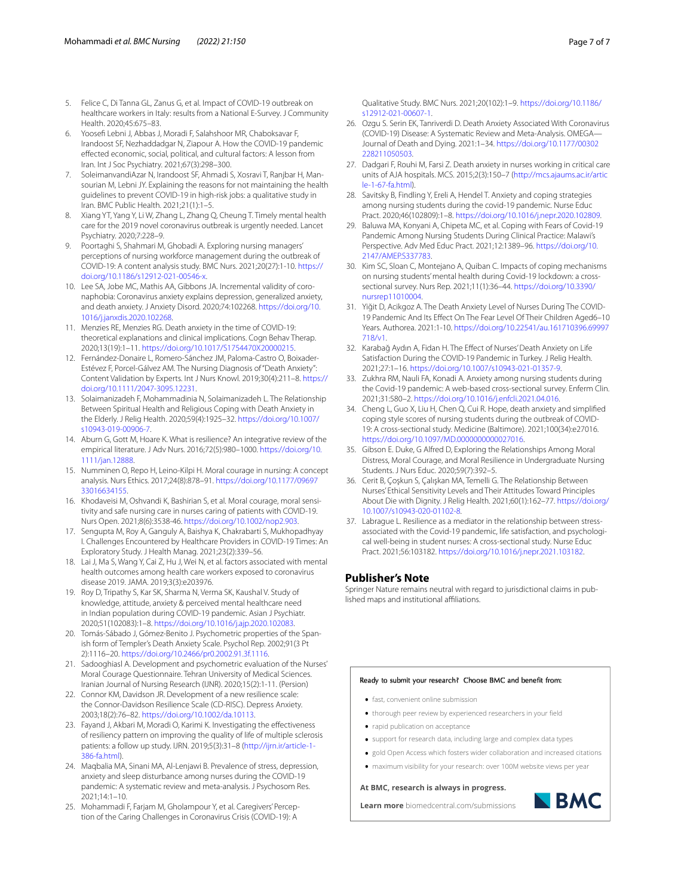5. Felice C, Di Tanna GL, Zanus G, et al. Impact of COVID-19 outbreak on healthcare workers in Italy: results from a National E-Survey. J Community Health. 2020;45:675–83.
6. Yoosefi Lebni J, Abbas J, Moradi F, Salahshoor MR, Chaboksavar F, Irandoost SF, Nezhaddadgar N, Ziapour A. How the COVID-19 pandemic effected economic, social, political, and cultural factors: A lesson from Iran. Int J Soc Psychiatry. 2021;67(3):298–300.
7. SoleimanvandiAzar N, Irandoost SF, Ahmadi S, Xosravi T, Ranjbar H, Mansourian M, Lebni JY. Explaining the reasons for not maintaining the health guidelines to prevent COVID-19 in high-risk jobs: a qualitative study in Iran. BMC Public Health. 2021;21(1):1–5.
8. Xiang YT, Yang Y, Li W, Zhang L, Zhang Q, Cheung T. Timely mental health care for the 2019 novel coronavirus outbreak is urgently needed. Lancet Psychiatry. 2020;7:228–9.
9. Poortaghi S, Shahmari M, Ghobadi A. Exploring nursing managers' perceptions of nursing workforce management during the outbreak of COVID-19: A content analysis study. BMC Nurs. 2021;20(27):1-10. https://doi.org/10.1186/s12912-021-00546-x.
10. Lee SA, Jobe MC, Mathis AA, Gibbons JA. Incremental validity of coronaphobia: Coronavirus anxiety explains depression, generalized anxiety, and death anxiety. J Anxiety Disord. 2020;74:102268. https://doi.org/10.1016/j.janxdis.2020.102268.
11. Menzies RE, Menzies RG. Death anxiety in the time of COVID-19: theoretical explanations and clinical implications. Cogn Behav Therap. 2020;13(19):1–11. https://doi.org/10.1017/S1754470X20000215.
12. Fernández-Donaire L, Romero-Sánchez JM, Paloma-Castro O, Boixader-Estévez F, Porcel-Gálvez AM. The Nursing Diagnosis of "Death Anxiety": Content Validation by Experts. Int J Nurs Knowl. 2019;30(4):211–8. https://doi.org/10.1111/2047-3095.12231.
13. Solaimanizadeh F, Mohammadinia N, Solaimanizadeh L. The Relationship Between Spiritual Health and Religious Coping with Death Anxiety in the Elderly. J Relig Health. 2020;59(4):1925–32. https://doi.org/10.1007/s10943-019-00906-7.
14. Aburn G, Gott M, Hoare K. What is resilience? An integrative review of the empirical literature. J Adv Nurs. 2016;72(5):980–1000. https://doi.org/10.1111/jan.12888.
15. Numminen O, Repo H, Leino-Kilpi H. Moral courage in nursing: A concept analysis. Nurs Ethics. 2017;24(8):878–91. https://doi.org/10.1177/0969733016634155.
16. Khodaveisi M, Oshvandi K, Bashirian S, et al. Moral courage, moral sensitivity and safe nursing care in nurses caring of patients with COVID-19. Nurs Open. 2021;8(6):3538-46. https://doi.org/10.1002/nop2.903.
17. Sengupta M, Roy A, Ganguly A, Baishya K, Chakrabarti S, Mukhopadhyay I. Challenges Encountered by Healthcare Providers in COVID-19 Times: An Exploratory Study. J Health Manag. 2021;23(2):339–56.
18. Lai J, Ma S, Wang Y, Cai Z, Hu J, Wei N, et al. factors associated with mental health outcomes among health care workers exposed to coronavirus disease 2019. JAMA. 2019;3(3):e203976.
19. Roy D, Tripathy S, Kar SK, Sharma N, Verma SK, Kaushal V. Study of knowledge, attitude, anxiety & perceived mental healthcare need in Indian population during COVID-19 pandemic. Asian J Psychiatr. 2020;51(102083):1–8. https://doi.org/10.1016/j.ajp.2020.102083.
20. Tomás-Sábado J, Gómez-Benito J. Psychometric properties of the Spanish form of Templer's Death Anxiety Scale. Psychol Rep. 2002;91(3 Pt 2):1116–20. https://doi.org/10.2466/pr0.2002.91.3f.1116.
21. Sadooghiasl A. Development and psychometric evaluation of the Nurses' Moral Courage Questionnaire. Tehran University of Medical Sciences. Iranian Journal of Nursing Research (IJNR). 2020;15(2):1-11. (Persion)
22. Connor KM, Davidson JR. Development of a new resilience scale: the Connor-Davidson Resilience Scale (CD-RISC). Depress Anxiety. 2003;18(2):76–82. https://doi.org/10.1002/da.10113.
23. Fayand J, Akbari M, Moradi O, Karimi K. Investigating the effectiveness of resiliency pattern on improving the quality of life of multiple sclerosis patients: a follow up study. IJRN. 2019;5(3):31–8 (http://ijrn.ir/article-1-386-fa.html).
24. Maqbalia MA, Sinani MA, Al-Lenjawi B. Prevalence of stress, depression, anxiety and sleep disturbance among nurses during the COVID-19 pandemic: A systematic review and meta-analysis. J Psychosom Res. 2021;14:1–10.
25. Mohammadi F, Farjam M, Gholampour Y, et al. Caregivers' Perception of the Caring Challenges in Coronavirus Crisis (COVID-19): A Qualitative Study. BMC Nurs. 2021;20(102):1–9. https://doi.org/10.1186/s12912-021-00607-1.
26. Ozgu S. Serin EK, Tanriverdi D. Death Anxiety Associated With Coronavirus (COVID-19) Disease: A Systematic Review and Meta-Analysis. OMEGA—Journal of Death and Dying. 2021:1–34. https://doi.org/10.1177/00302228211050503.
27. Dadgari F, Rouhi M, Farsi Z. Death anxiety in nurses working in critical care units of AJA hospitals. MCS. 2015;2(3):150–7 (http://mcs.ajaums.ac.ir/article-1-67-fa.html).
28. Savitsky B, Findling Y, Ereli A, Hendel T. Anxiety and coping strategies among nursing students during the covid-19 pandemic. Nurse Educ Pract. 2020;46(102809):1–8. https://doi.org/10.1016/j.nepr.2020.102809.
29. Baluwa MA, Konyani A, Chipeta MC, et al. Coping with Fears of Covid-19 Pandemic Among Nursing Students During Clinical Practice: Malawi's Perspective. Adv Med Educ Pract. 2021;12:1389–96. https://doi.org/10.2147/AMEP.S337783.
30. Kim SC, Sloan C, Montejano A, Quiban C. Impacts of coping mechanisms on nursing students' mental health during Covid-19 lockdown: a cross-sectional survey. Nurs Rep. 2021;11(1):36–44. https://doi.org/10.3390/nursrep11010004.
31. Yiğit D, Acikgoz A. The Death Anxiety Level of Nurses During The COVID-19 Pandemic And Its Effect On The Fear Level Of Their Children Aged6–10 Years. Authorea. 2021:1-10. https://doi.org/10.22541/au.161710396.69997718/v1.
32. Karabağ Aydın A, Fidan H. The Effect of Nurses' Death Anxiety on Life Satisfaction During the COVID-19 Pandemic in Turkey. J Relig Health. 2021;27:1–16. https://doi.org/10.1007/s10943-021-01357-9.
33. Zukhra RM, Nauli FA, Konadi A. Anxiety among nursing students during the Covid-19 pandemic: A web-based cross-sectional survey. Enferm Clin. 2021;31:580–2. https://doi.org/10.1016/j.enfcli.2021.04.016.
34. Cheng L, Guo X, Liu H, Chen Q, Cui R. Hope, death anxiety and simplified coping style scores of nursing students during the outbreak of COVID-19: A cross-sectional study. Medicine (Baltimore). 2021;100(34):e27016. https://doi.org/10.1097/MD.0000000000027016.
35. Gibson E. Duke, G Alfred D, Exploring the Relationships Among Moral Distress, Moral Courage, and Moral Resilience in Undergraduate Nursing Students. J Nurs Educ. 2020;59(7):392–5.
36. Cerit B, Çoşkun S, Çalışkan MA, Temelli G. The Relationship Between Nurses' Ethical Sensitivity Levels and Their Attitudes Toward Principles About Die with Dignity. J Relig Health. 2021;60(1):162–77. https://doi.org/10.1007/s10943-020-01102-8.
37. Labrague L. Resilience as a mediator in the relationship between stress-associated with the Covid-19 pandemic, life satisfaction, and psychological well-being in student nurses: A cross-sectional study. Nurse Educ Pract. 2021;56:103182. https://doi.org/10.1016/j.nepr.2021.103182.

## Publisher's Note

Springer Nature remains neutral with regard to jurisdictional claims in published maps and institutional affiliations.

Ready to submit your research? Choose BMC and benefit from:

- fast, convenient online submission
- thorough peer review by experienced researchers in your field
- rapid publication on acceptance
- support for research data, including large and complex data types
- gold Open Access which fosters wider collaboration and increased citations
- maximum visibility for your research: over 100M website views per year

**At BMC, research is always in progress.**

**Learn more** biomedcentral.com/submissions